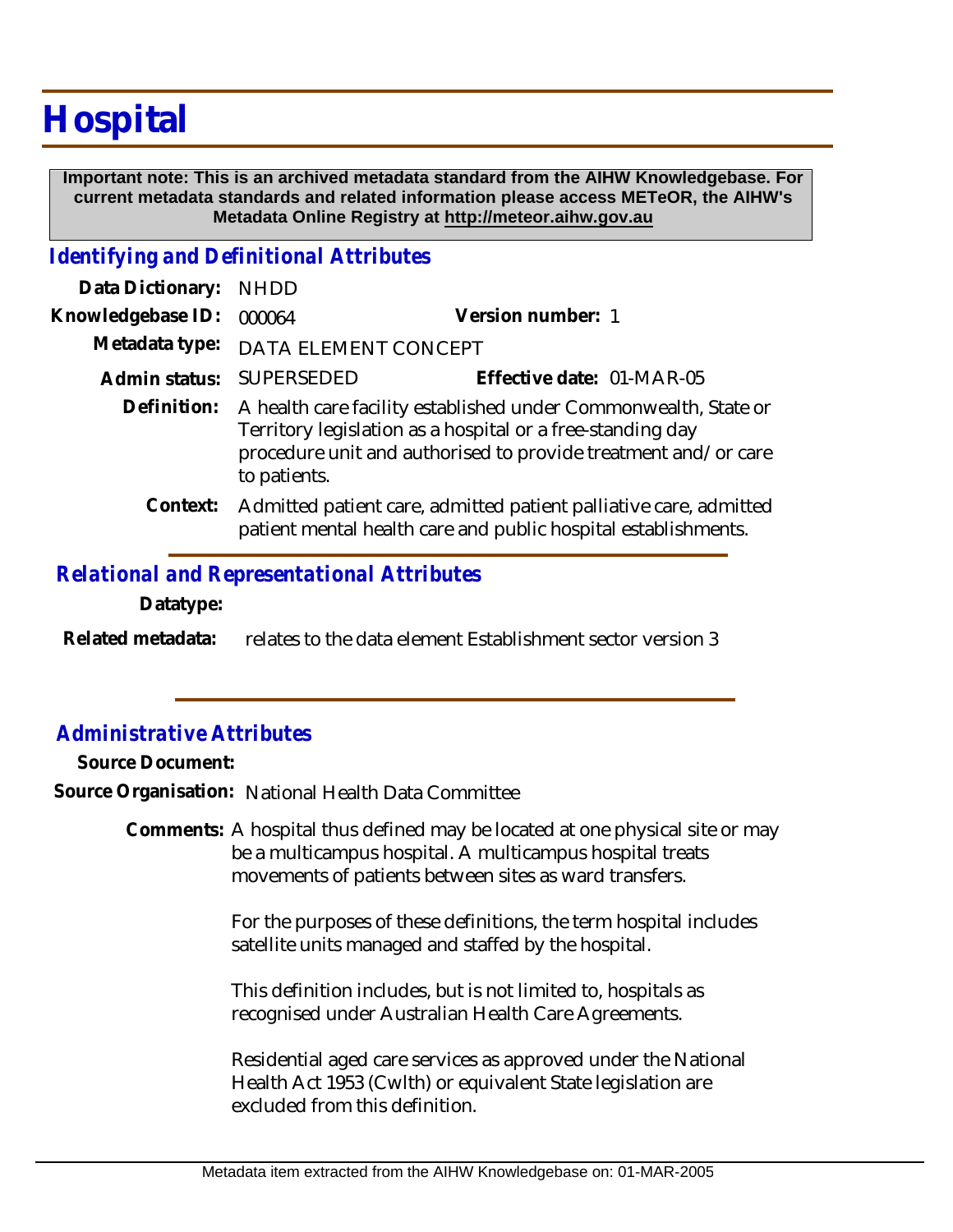# Hospital

**Important note: This is an archived metadata standard from the AIHW Knowledgebase. For current metadata standards and related information please access METeOR, the AIHW's Metadata Online Registry at http://meteor.aihw.gov.au**

## *Identifying and Definitional Attributes*

**Data Dictionary:** NHDD

**Knowledgebase ID:** 000064 **Version number:** 1

**Metadata type:** DATA ELEMENT CONCEPT

**Admin status:** SUPERSEDED **Effective date:** 01-MAR-05

**Definition:** A health care facility established under Commonwealth, State or Territory legislation as a hospital or a free-standing day procedure unit and authorised to provide treatment and/or care to patients.

**Context:** Admitted patient care, admitted patient palliative care, admitted patient mental health care and public hospital establishments.

## *Relational and Representational Attributes*

**Datatype:**

**Related metadata:** relates to the data element Establishment sector version 3

## *Administrative Attributes*

**Source Document:**

**Source Organisation:** National Health Data Committee

**Comments:** A hospital thus defined may be located at one physical site or may be a multicampus hospital. A multicampus hospital treats movements of patients between sites as ward transfers.

For the purposes of these definitions, the term hospital includes satellite units managed and staffed by the hospital.

This definition includes, but is not limited to, hospitals as recognised under Australian Health Care Agreements.

Residential aged care services as approved under the National Health Act 1953 (Cwlth) or equivalent State legislation are excluded from this definition.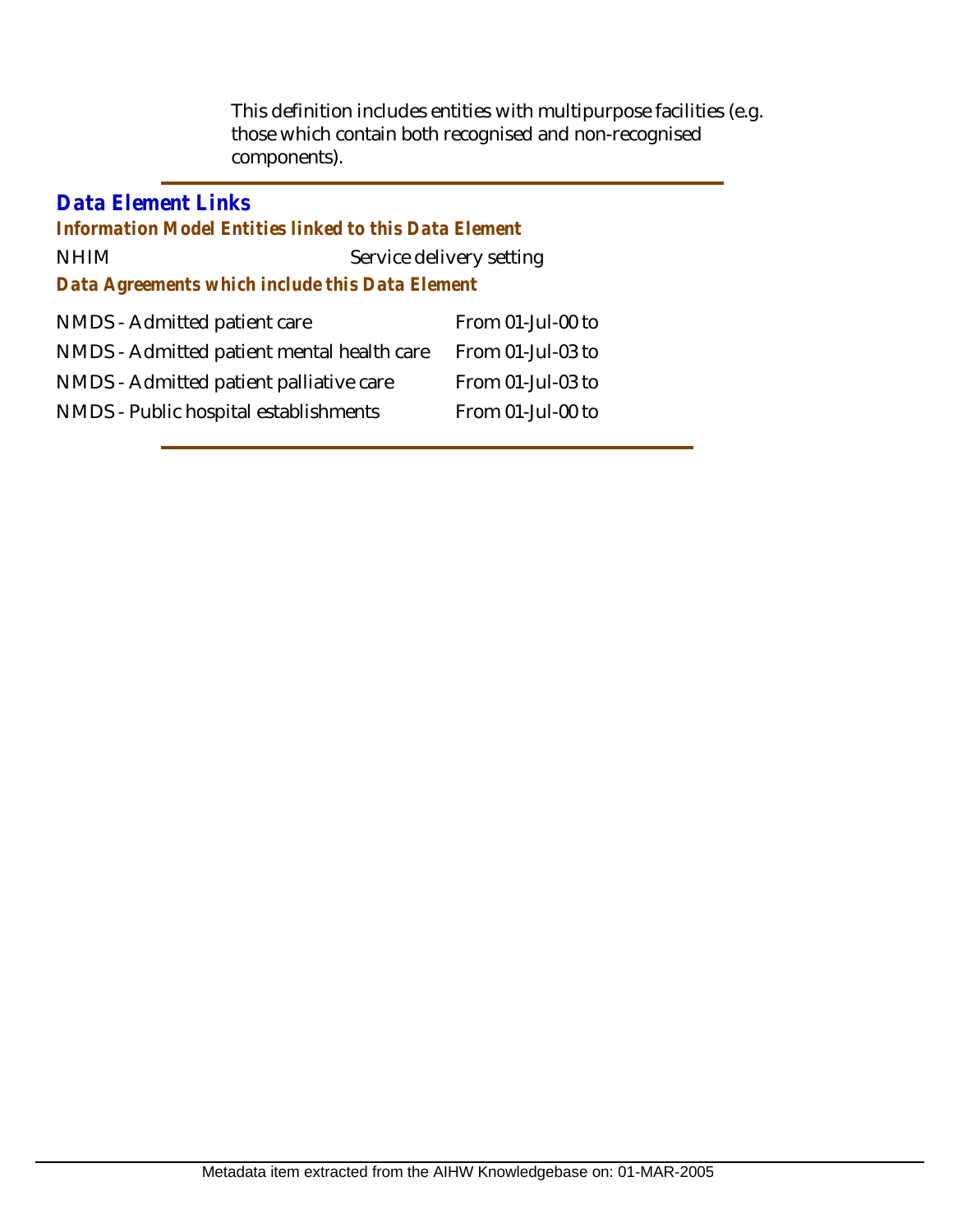This definition includes entities with multipurpose facilities (e.g. those which contain both recognised and non-recognised components).

## Data Element Links

### Information Model Entities linked to this Data Element

| | |
|---|---|
| NHIM | Service delivery setting |

### Data Agreements which include this Data Element

| | |
|---|---|
| NMDS - Admitted patient care | From 01-Jul-00 to |
| NMDS - Admitted patient mental health care | From 01-Jul-03 to |
| NMDS - Admitted patient palliative care | From 01-Jul-03 to |
| NMDS - Public hospital establishments | From 01-Jul-00 to |

Metadata item extracted from the AIHW Knowledgebase on: 01-MAR-2005